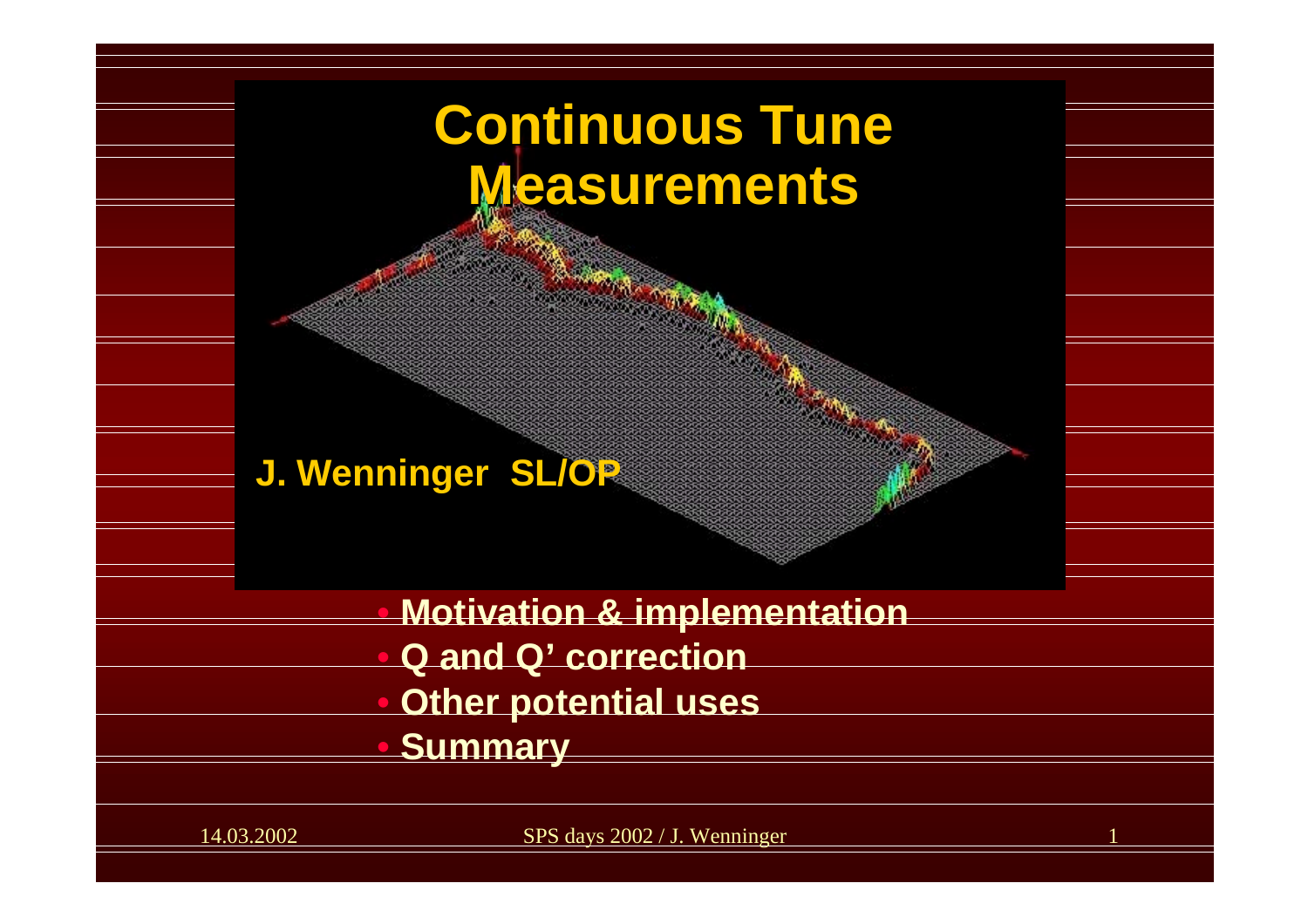# Continuous Tune Measurements

**J. Wenninger SL/OP**

- **Motivation & implementation**
- **Q and Q' correction**
- **Other potential uses**
- **Summary**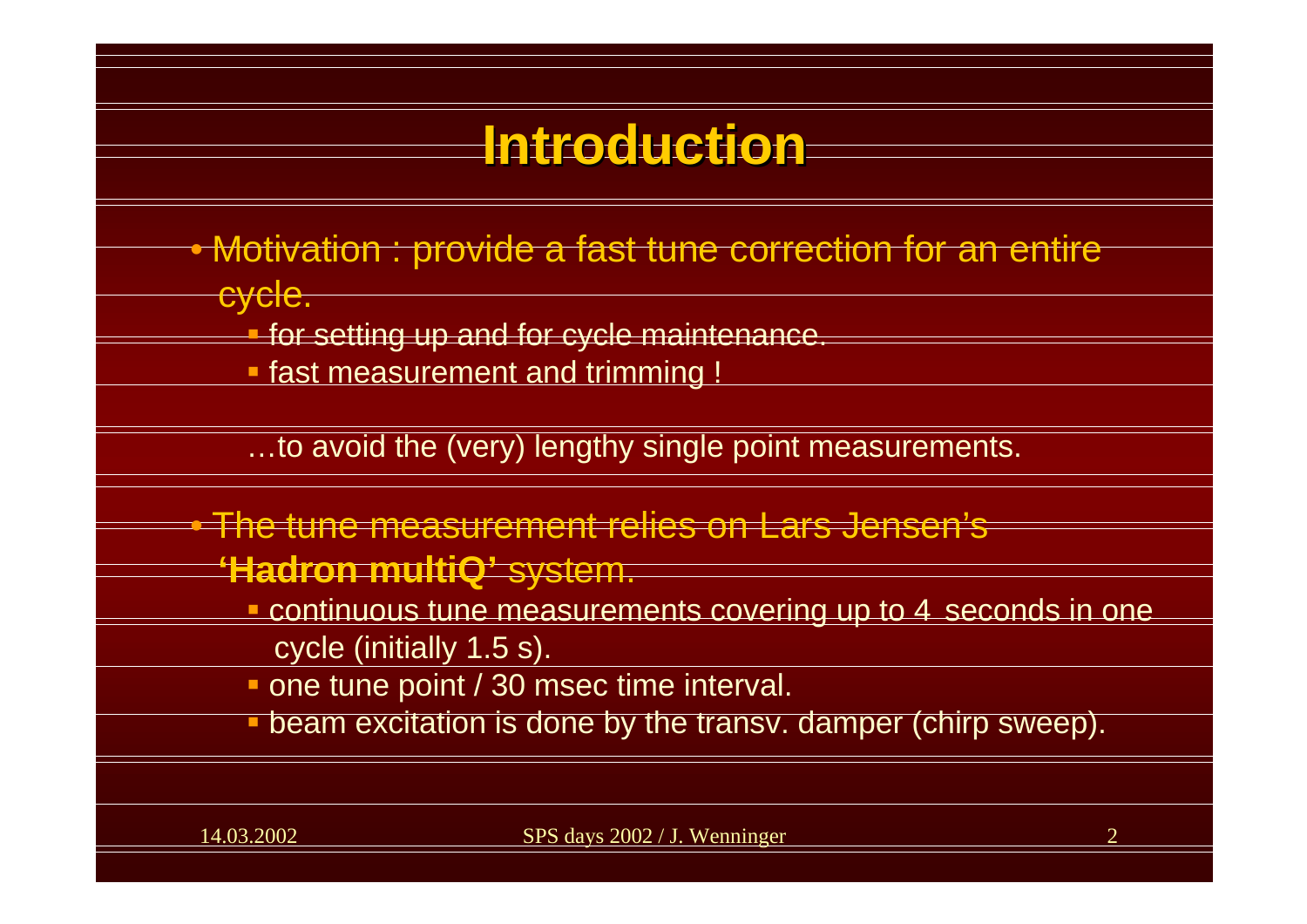# Introduction

- Motivation : provide a fast tune correction for an entire cycle.
  - for setting up and for cycle maintenance.
  - fast measurement and trimming !

  …to avoid the (very) lengthy single point measurements.

- The tune measurement relies on Lars Jensen's **'Hadron multiQ'** system.
  - continuous tune measurements covering up to 4 seconds in one cycle (initially 1.5 s).
  - one tune point / 30 msec time interval.
  - beam excitation is done by the transv. damper (chirp sweep).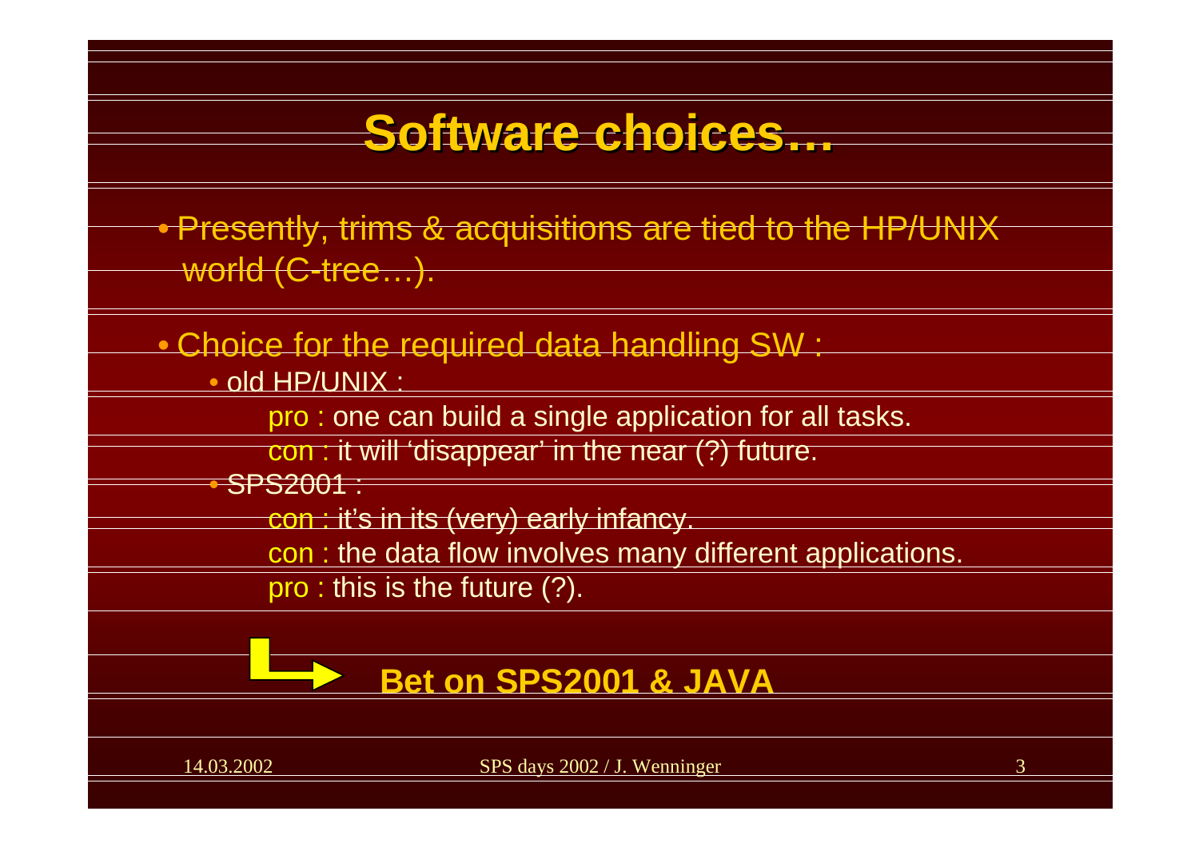# Software choices…

- Presently, trims & acquisitions are tied to the HP/UNIX world (C-tree…).

- Choice for the required data handling SW :
  - old HP/UNIX :
    - pro : one can build a single application for all tasks.
    - con : it will 'disappear' in the near (?) future.
  - SPS2001 :
    - con : it's in its (very) early infancy.
    - con : the data flow involves many different applications.
    - pro : this is the future (?).

**Bet on SPS2001 & JAVA**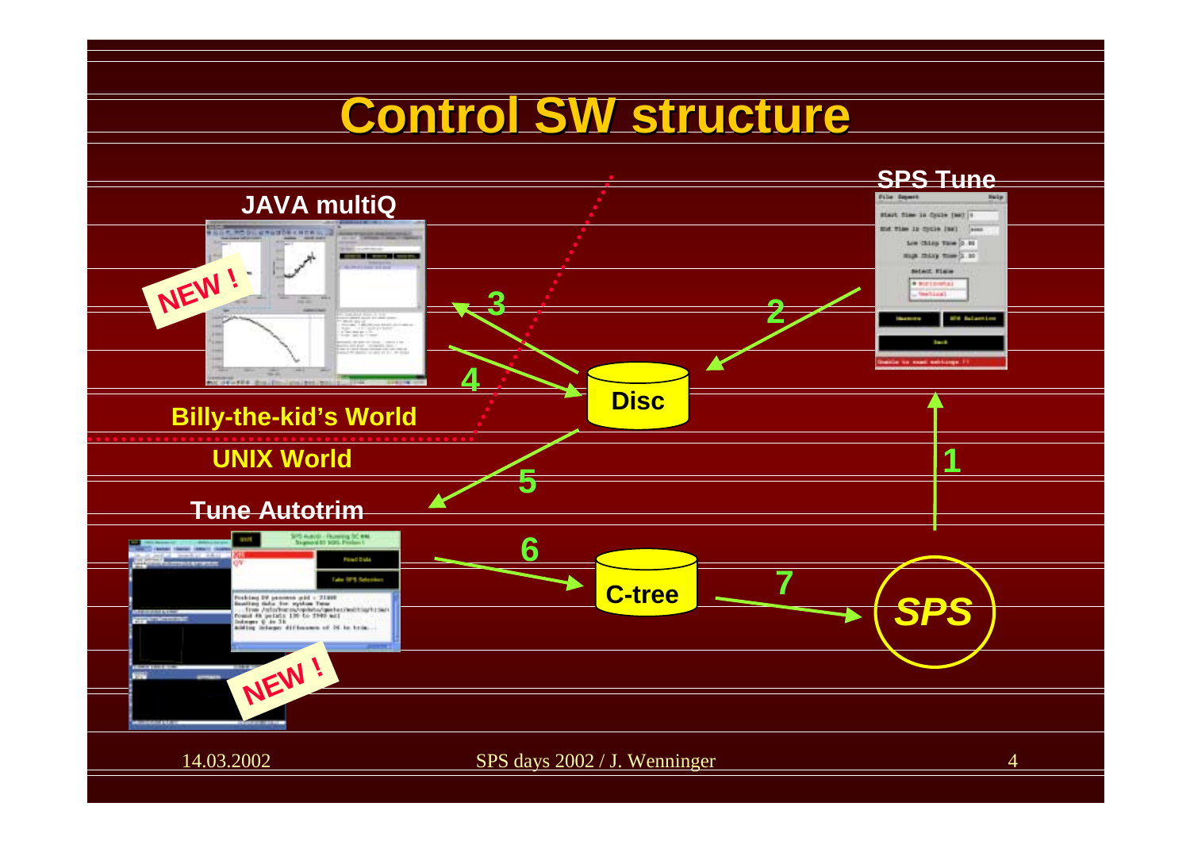# Control SW structure

JAVA multiQ

NEW !

SPS Tune

3

2

4

Disc

Billy-the-kid's World

UNIX World

5

1

Tune Autotrim

6

C-tree

7

SPS

NEW !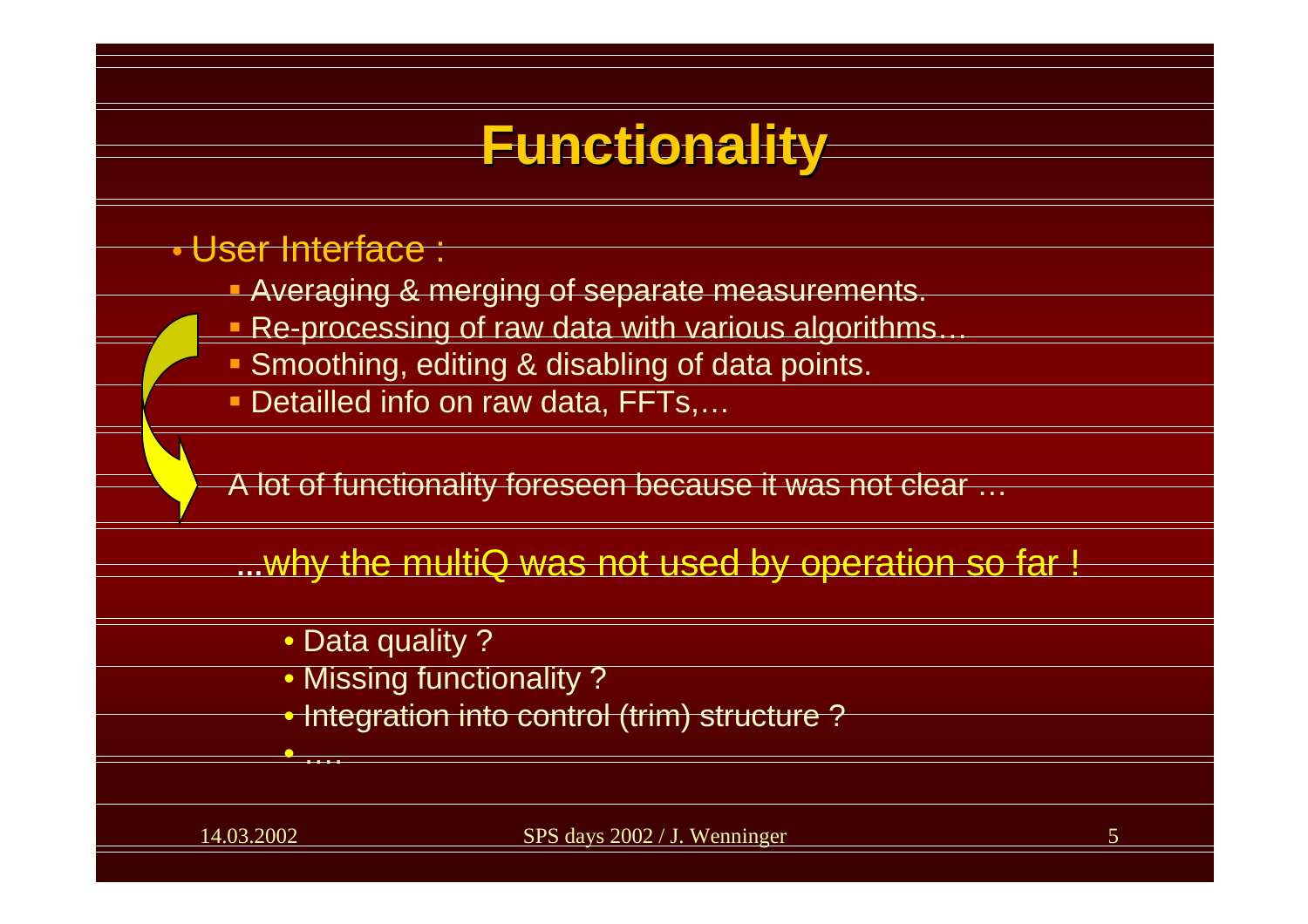# Functionality

- User Interface :
  - Averaging & merging of separate measurements.
  - Re-processing of raw data with various algorithms…
  - Smoothing, editing & disabling of data points.
  - Detailled info on raw data, FFTs,…

A lot of functionality foreseen because it was not clear …

…why the multiQ was not used by operation so far !

- Data quality ?
- Missing functionality ?
- Integration into control (trim) structure ?
- ….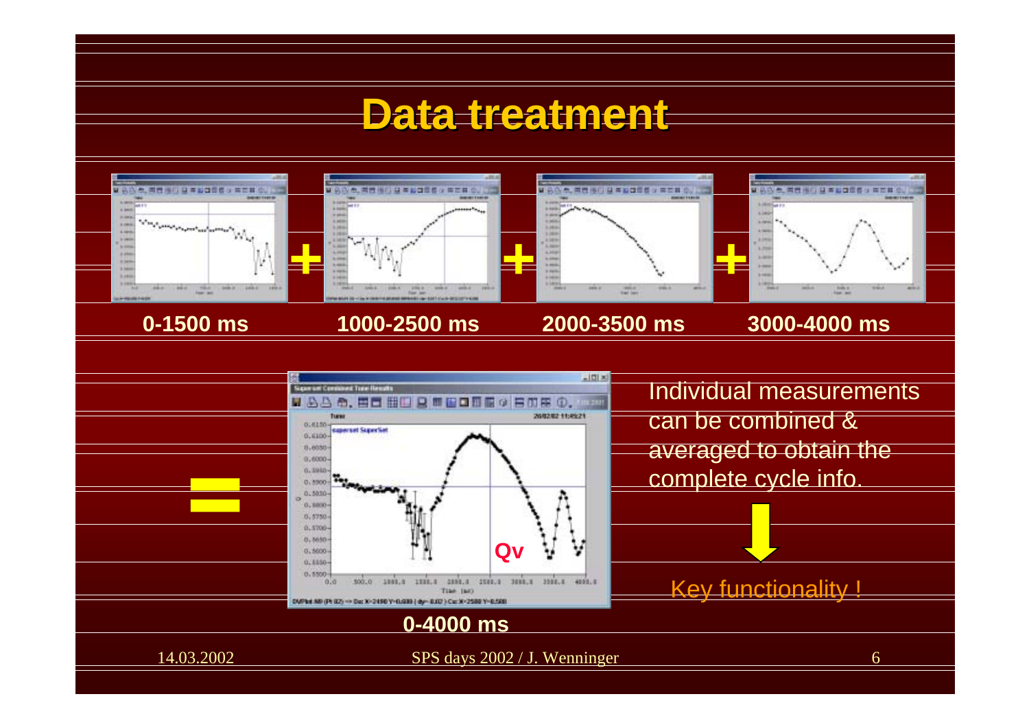# Data treatment

0-1500 ms + 1000-2500 ms + 2000-3500 ms + 3000-4000 ms

= 0-4000 ms

Individual measurements can be combined & averaged to obtain the complete cycle info.

Key functionality !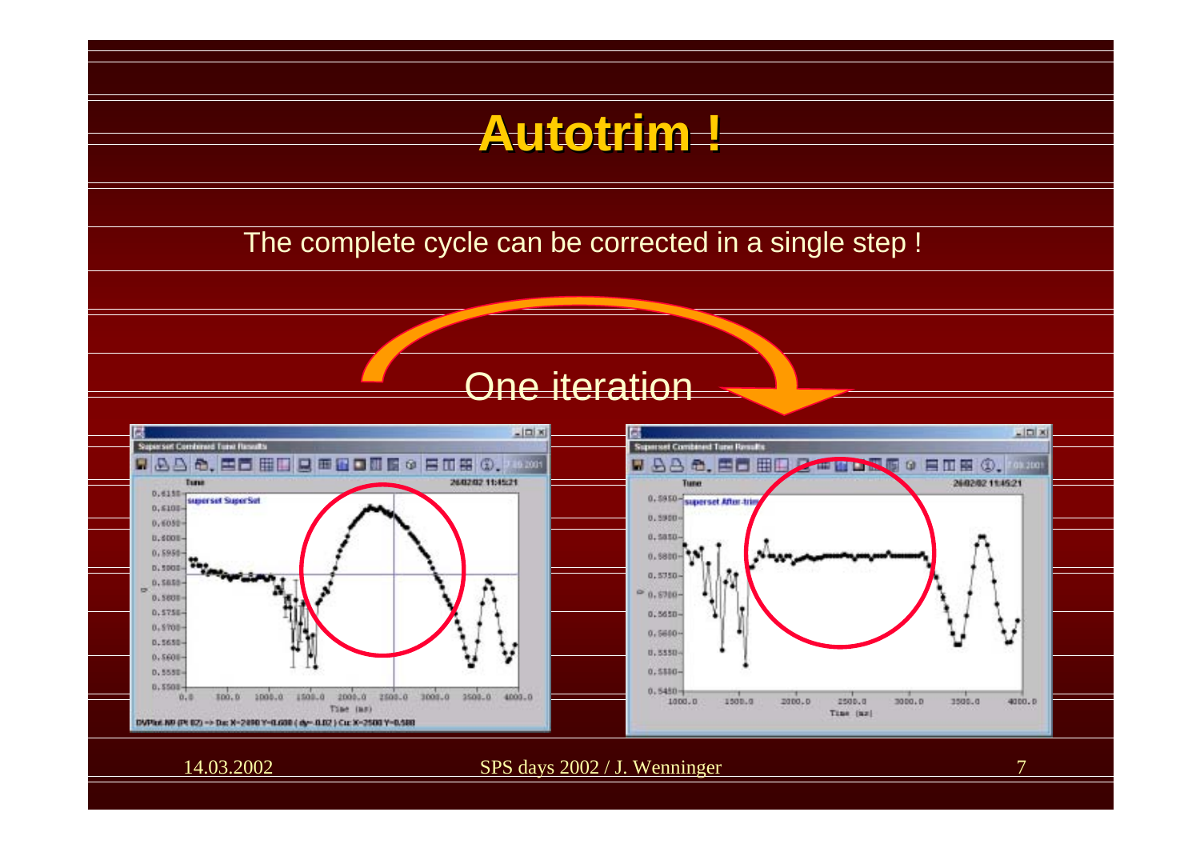# Autotrim !

The complete cycle can be corrected in a single step !

One iteration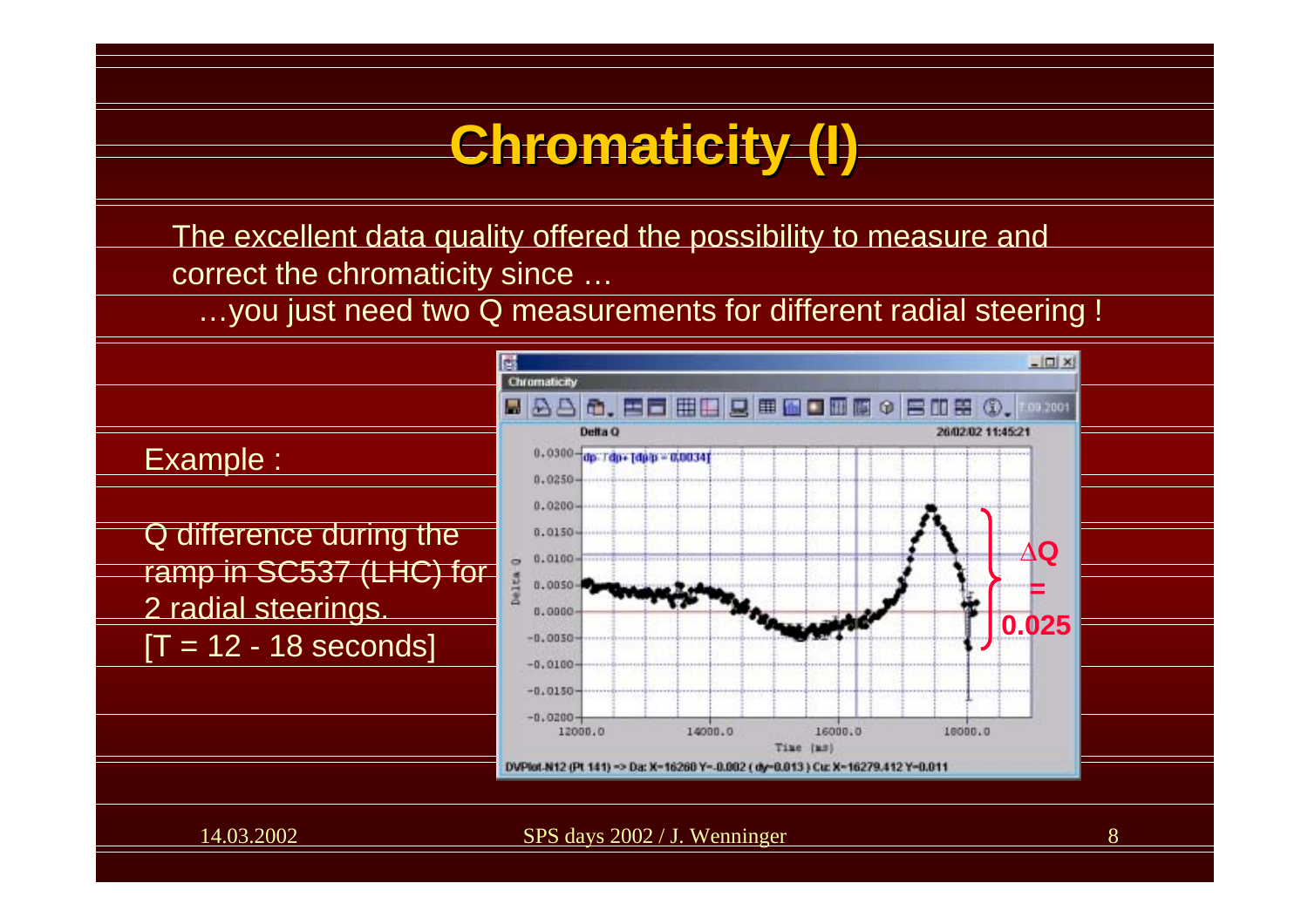# Chromaticity (I)

The excellent data quality offered the possibility to measure and correct the chromaticity since …

…you just need two Q measurements for different radial steering !

Example :

Q difference during the ramp in SC537 (LHC) for 2 radial steerings.

[T = 12 - 18 seconds]

$\Delta Q = 0.025$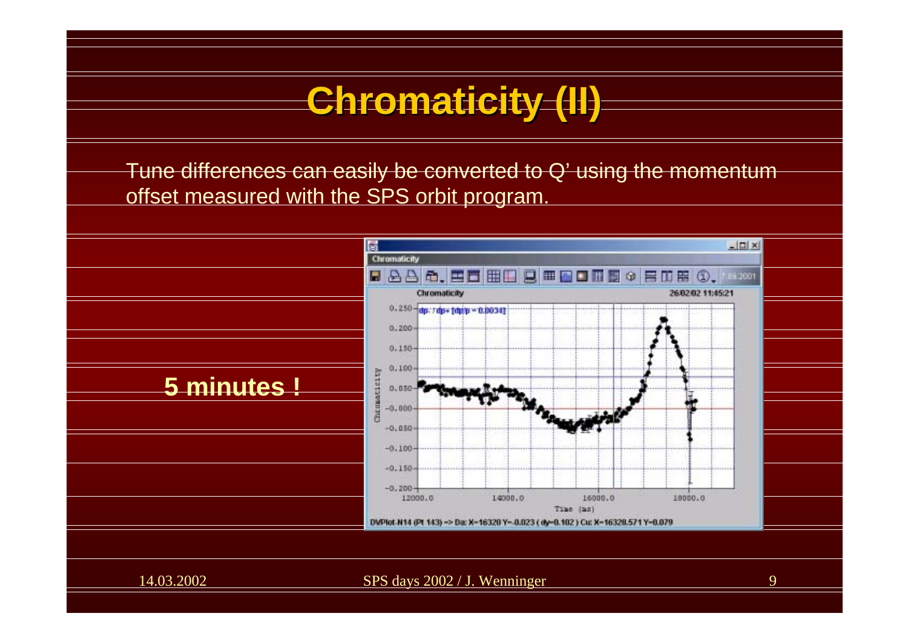# Chromaticity (II)

Tune differences can easily be converted to Q' using the momentum offset measured with the SPS orbit program.

**5 minutes !**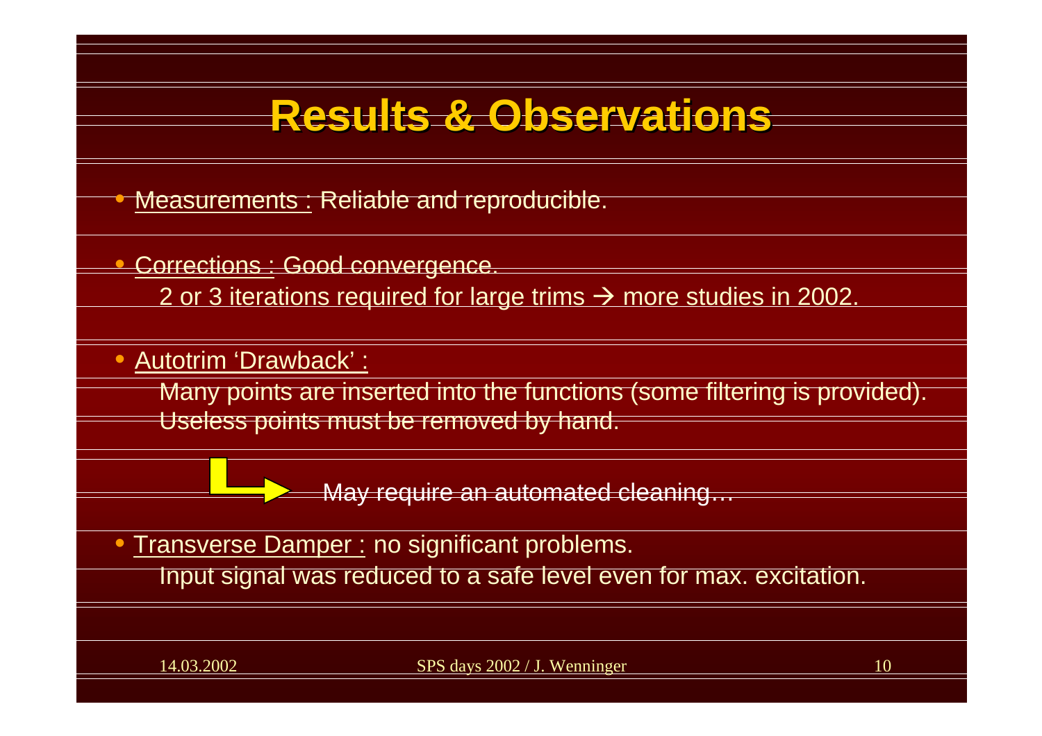# Results & Observations

- Measurements : Reliable and reproducible.

- Corrections : Good convergence.
  2 or 3 iterations required for large trims → more studies in 2002.

- Autotrim 'Drawback' :
  Many points are inserted into the functions (some filtering is provided).
  Useless points must be removed by hand.

  → May require an automated cleaning…

- Transverse Damper : no significant problems.
  Input signal was reduced to a safe level even for max. excitation.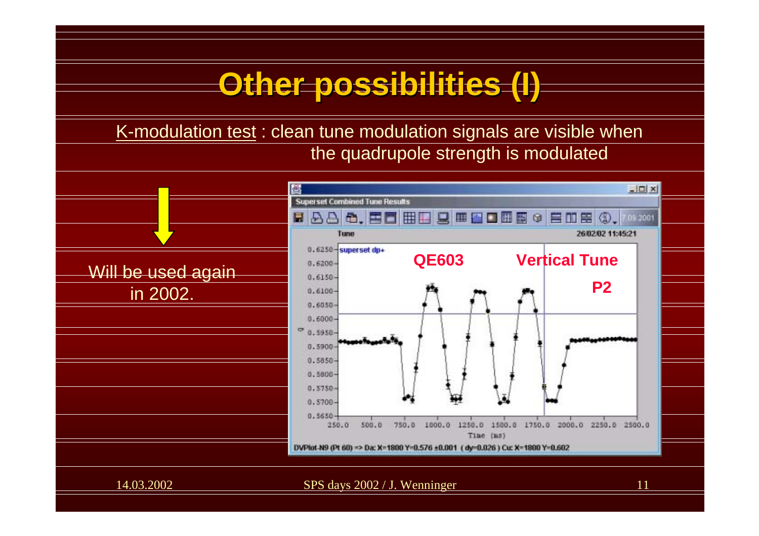# Other possibilities (I)

K-modulation test : clean tune modulation signals are visible when the quadrupole strength is modulated

Will be used again in 2002.

Superset Combined Tune Results

Tune — 26/02/02 11:45:21

superset dp+

QE603 — Vertical Tune — P2

Time (ms)

DVPlot-N9 (Pt 60) => Da: X=1800 Y=0.576 ±0.001 (dy=0.026) Cu: X=1800 Y=0.602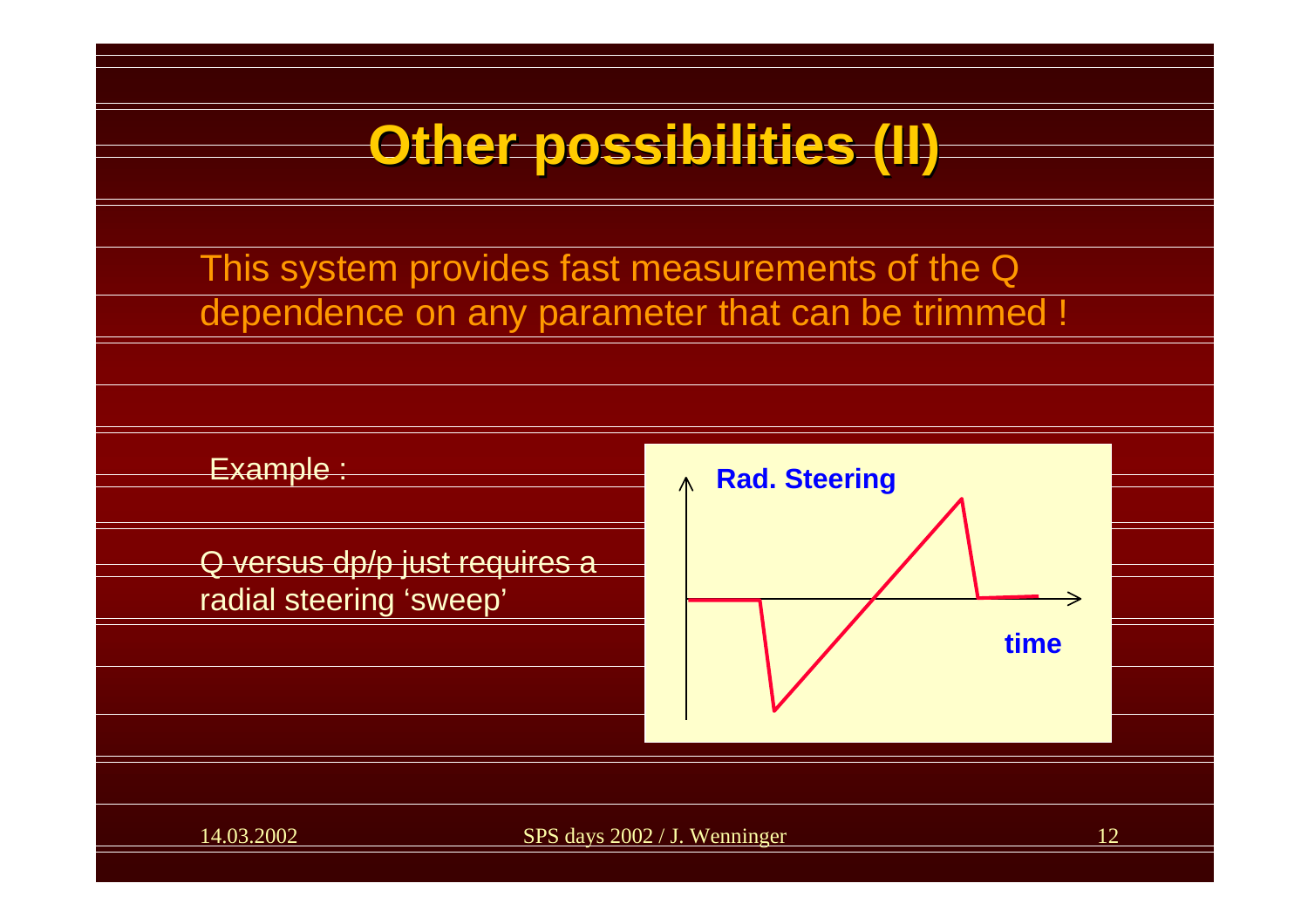# Other possibilities (II)

This system provides fast measurements of the Q dependence on any parameter that can be trimmed !

Example :

Q versus dp/p just requires a radial steering 'sweep'

Rad. Steering

time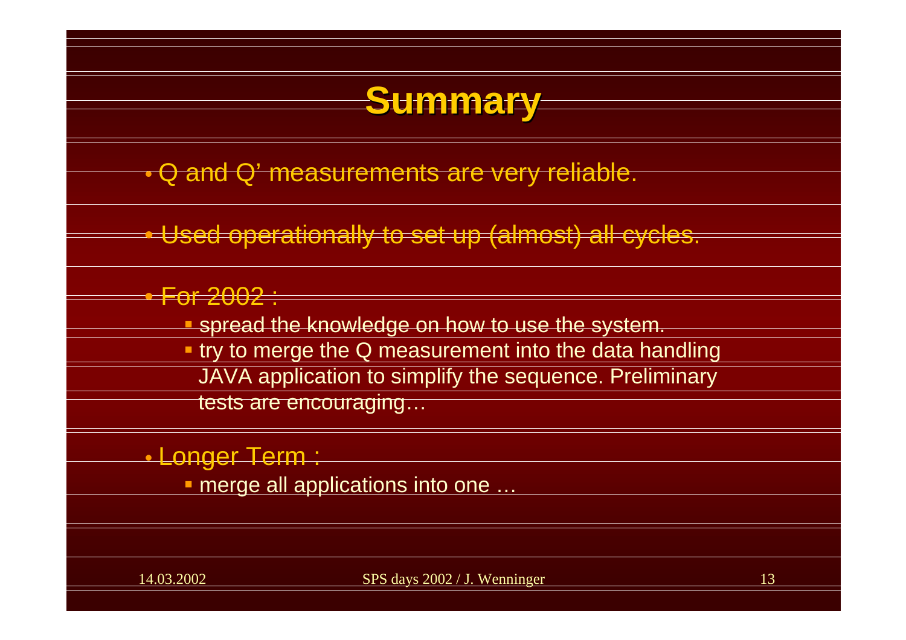# Summary

- Q and Q' measurements are very reliable.
- Used operationally to set up (almost) all cycles.
- For 2002 :
  - spread the knowledge on how to use the system.
  - try to merge the Q measurement into the data handling JAVA application to simplify the sequence. Preliminary tests are encouraging…
- Longer Term :
  - merge all applications into one …